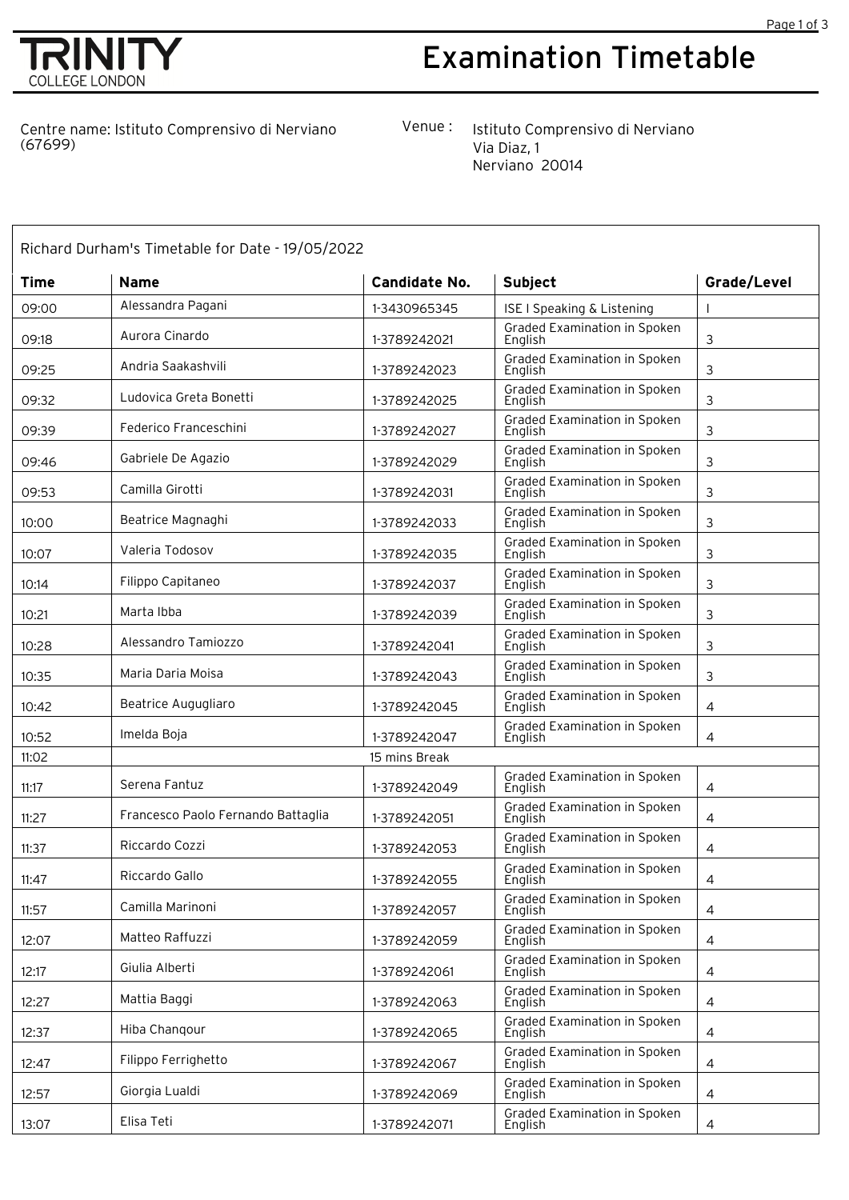TRINITY COLLEGE LONDON

# Examination Timetable

Centre name: Istituto Comprensivo di Nerviano (67699)

Venue : Istituto Comprensivo di Nerviano
Via Diaz, 1
Nerviano 20014

## Richard Durham's Timetable for Date - 19/05/2022

| Time | Name | Candidate No. | Subject | Grade/Level |
|---|---|---|---|---|
| 09:00 | Alessandra Pagani | 1-3430965345 | ISE I Speaking & Listening | I |
| 09:18 | Aurora Cinardo | 1-3789242021 | Graded Examination in Spoken English | 3 |
| 09:25 | Andria Saakashvili | 1-3789242023 | Graded Examination in Spoken English | 3 |
| 09:32 | Ludovica Greta Bonetti | 1-3789242025 | Graded Examination in Spoken English | 3 |
| 09:39 | Federico Franceschini | 1-3789242027 | Graded Examination in Spoken English | 3 |
| 09:46 | Gabriele De Agazio | 1-3789242029 | Graded Examination in Spoken English | 3 |
| 09:53 | Camilla Girotti | 1-3789242031 | Graded Examination in Spoken English | 3 |
| 10:00 | Beatrice Magnaghi | 1-3789242033 | Graded Examination in Spoken English | 3 |
| 10:07 | Valeria Todosov | 1-3789242035 | Graded Examination in Spoken English | 3 |
| 10:14 | Filippo Capitaneo | 1-3789242037 | Graded Examination in Spoken English | 3 |
| 10:21 | Marta Ibba | 1-3789242039 | Graded Examination in Spoken English | 3 |
| 10:28 | Alessandro Tamiozzo | 1-3789242041 | Graded Examination in Spoken English | 3 |
| 10:35 | Maria Daria Moisa | 1-3789242043 | Graded Examination in Spoken English | 3 |
| 10:42 | Beatrice Augugliaro | 1-3789242045 | Graded Examination in Spoken English | 4 |
| 10:52 | Imelda Boja | 1-3789242047 | Graded Examination in Spoken English | 4 |
| 11:02 | | 15 mins Break | | |
| 11:17 | Serena Fantuz | 1-3789242049 | Graded Examination in Spoken English | 4 |
| 11:27 | Francesco Paolo Fernando Battaglia | 1-3789242051 | Graded Examination in Spoken English | 4 |
| 11:37 | Riccardo Cozzi | 1-3789242053 | Graded Examination in Spoken English | 4 |
| 11:47 | Riccardo Gallo | 1-3789242055 | Graded Examination in Spoken English | 4 |
| 11:57 | Camilla Marinoni | 1-3789242057 | Graded Examination in Spoken English | 4 |
| 12:07 | Matteo Raffuzzi | 1-3789242059 | Graded Examination in Spoken English | 4 |
| 12:17 | Giulia Alberti | 1-3789242061 | Graded Examination in Spoken English | 4 |
| 12:27 | Mattia Baggi | 1-3789242063 | Graded Examination in Spoken English | 4 |
| 12:37 | Hiba Chanqour | 1-3789242065 | Graded Examination in Spoken English | 4 |
| 12:47 | Filippo Ferrighetto | 1-3789242067 | Graded Examination in Spoken English | 4 |
| 12:57 | Giorgia Lualdi | 1-3789242069 | Graded Examination in Spoken English | 4 |
| 13:07 | Elisa Teti | 1-3789242071 | Graded Examination in Spoken English | 4 |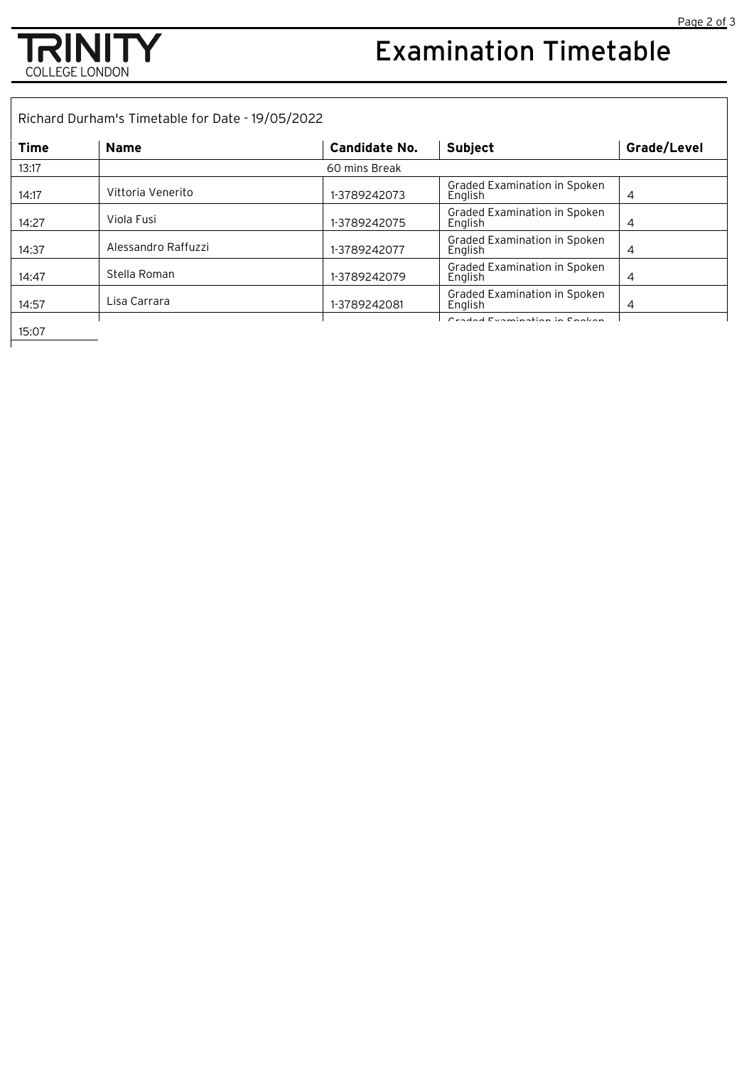# Examination Timetable

Richard Durham's Timetable for Date - 19/05/2022

| Time | Name | Candidate No. | Subject | Grade/Level |
| --- | --- | --- | --- | --- |
| 13:17 | 60 mins Break | | | |
| 14:17 | Vittoria Venerito | 1-3789242073 | Graded Examination in Spoken English | 4 |
| 14:27 | Viola Fusi | 1-3789242075 | Graded Examination in Spoken English | 4 |
| 14:37 | Alessandro Raffuzzi | 1-3789242077 | Graded Examination in Spoken English | 4 |
| 14:47 | Stella Roman | 1-3789242079 | Graded Examination in Spoken English | 4 |
| 14:57 | Lisa Carrara | 1-3789242081 | Graded Examination in Spoken English | 4 |
| 15:07 | | | Graded Examination in Spoken | |